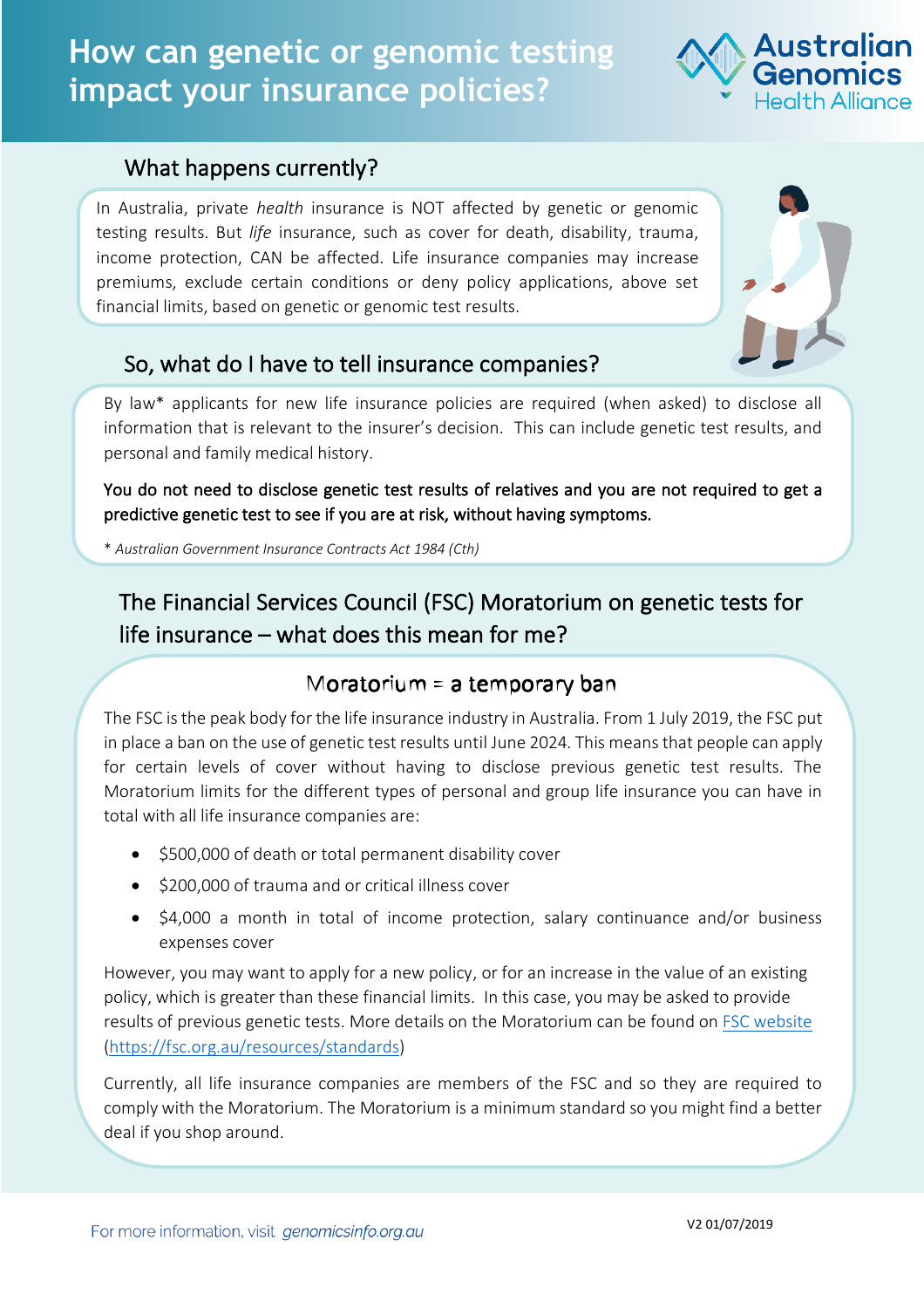# How can genetic or genomic testing impact your insurance policies?

Australian Genomics Health Alliance

## What happens currently?

In Australia, private *health* insurance is NOT affected by genetic or genomic testing results. But *life* insurance, such as cover for death, disability, trauma, income protection, CAN be affected. Life insurance companies may increase premiums, exclude certain conditions or deny policy applications, above set financial limits, based on genetic or genomic test results.

## So, what do I have to tell insurance companies?

By law* applicants for new life insurance policies are required (when asked) to disclose all information that is relevant to the insurer's decision. This can include genetic test results, and personal and family medical history.

**You do not need to disclose genetic test results of relatives and you are not required to get a predictive genetic test to see if you are at risk, without having symptoms.**

* *Australian Government Insurance Contracts Act 1984 (Cth)*

## The Financial Services Council (FSC) Moratorium on genetic tests for life insurance – what does this mean for me?

### Moratorium = a temporary ban

The FSC is the peak body for the life insurance industry in Australia. From 1 July 2019, the FSC put in place a ban on the use of genetic test results until June 2024. This means that people can apply for certain levels of cover without having to disclose previous genetic test results. The Moratorium limits for the different types of personal and group life insurance you can have in total with all life insurance companies are:

- $500,000 of death or total permanent disability cover
- $200,000 of trauma and or critical illness cover
- $4,000 a month in total of income protection, salary continuance and/or business expenses cover

However, you may want to apply for a new policy, or for an increase in the value of an existing policy, which is greater than these financial limits. In this case, you may be asked to provide results of previous genetic tests. More details on the Moratorium can be found on [FSC website](https://fsc.org.au/resources/standards) (https://fsc.org.au/resources/standards)

Currently, all life insurance companies are members of the FSC and so they are required to comply with the Moratorium. The Moratorium is a minimum standard so you might find a better deal if you shop around.

For more information, visit *genomicsinfo.org.au*

V2 01/07/2019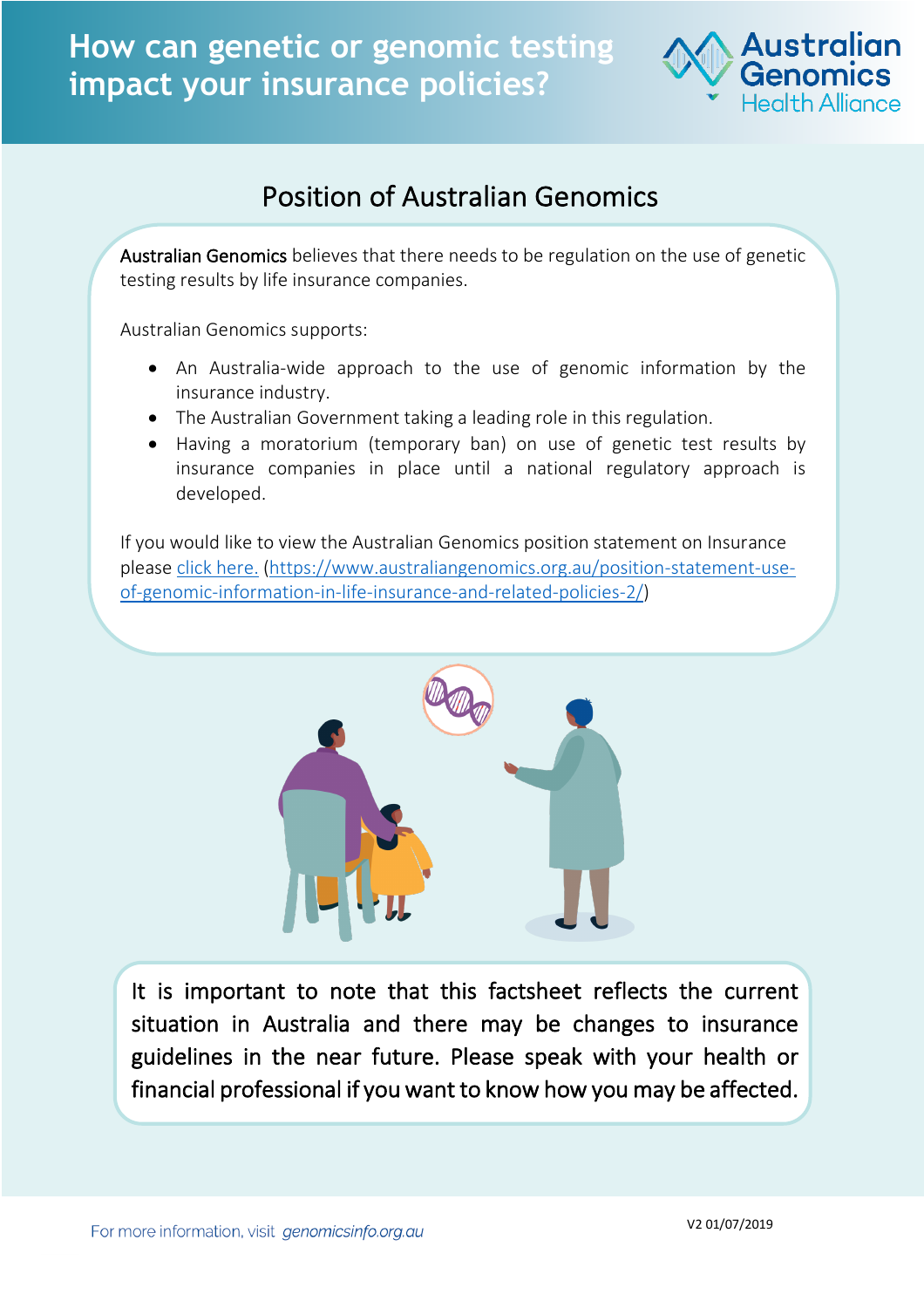# How can genetic or genomic testing impact your insurance policies?

## Position of Australian Genomics

Australian Genomics believes that there needs to be regulation on the use of genetic testing results by life insurance companies.

Australian Genomics supports:

- An Australia-wide approach to the use of genomic information by the insurance industry.
- The Australian Government taking a leading role in this regulation.
- Having a moratorium (temporary ban) on use of genetic test results by insurance companies in place until a national regulatory approach is developed.

If you would like to view the Australian Genomics position statement on Insurance please [click here.](https://www.australiangenomics.org.au/position-statement-use-of-genomic-information-in-life-insurance-and-related-policies-2/) (https://www.australiangenomics.org.au/position-statement-use-of-genomic-information-in-life-insurance-and-related-policies-2/)

It is important to note that this factsheet reflects the current situation in Australia and there may be changes to insurance guidelines in the near future. Please speak with your health or financial professional if you want to know how you may be affected.

For more information, visit *genomicsinfo.org.au*

V2 01/07/2019